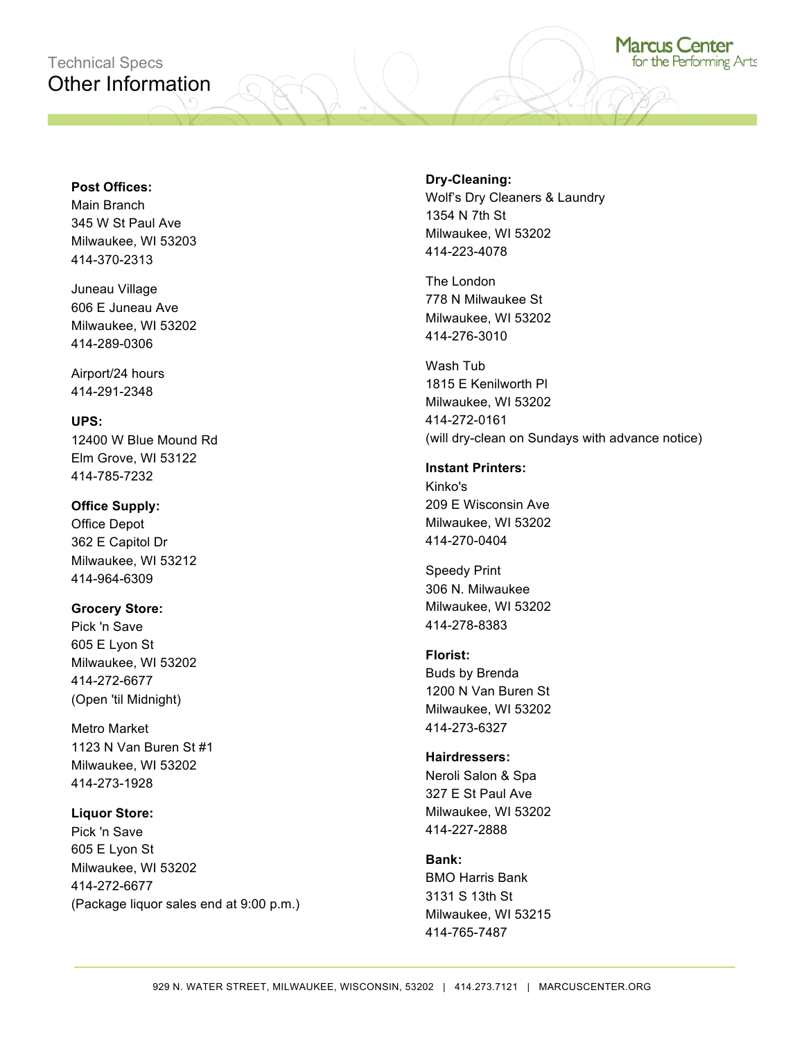Technical Specs

# Other Information

**Post Offices:**
Main Branch
345 W St Paul Ave
Milwaukee, WI 53203
414-370-2313

Juneau Village
606 E Juneau Ave
Milwaukee, WI 53202
414-289-0306

Airport/24 hours
414-291-2348

**UPS:**
12400 W Blue Mound Rd
Elm Grove, WI 53122
414-785-7232

**Office Supply:**
Office Depot
362 E Capitol Dr
Milwaukee, WI 53212
414-964-6309

**Grocery Store:**
Pick 'n Save
605 E Lyon St
Milwaukee, WI 53202
414-272-6677
(Open 'til Midnight)

Metro Market
1123 N Van Buren St #1
Milwaukee, WI 53202
414-273-1928

**Liquor Store:**
Pick 'n Save
605 E Lyon St
Milwaukee, WI 53202
414-272-6677
(Package liquor sales end at 9:00 p.m.)

**Dry-Cleaning:**
Wolf's Dry Cleaners & Laundry
1354 N 7th St
Milwaukee, WI 53202
414-223-4078

The London
778 N Milwaukee St
Milwaukee, WI 53202
414-276-3010

Wash Tub
1815 E Kenilworth Pl
Milwaukee, WI 53202
414-272-0161
(will dry-clean on Sundays with advance notice)

**Instant Printers:**
Kinko's
209 E Wisconsin Ave
Milwaukee, WI 53202
414-270-0404

Speedy Print
306 N. Milwaukee
Milwaukee, WI 53202
414-278-8383

**Florist:**
Buds by Brenda
1200 N Van Buren St
Milwaukee, WI 53202
414-273-6327

**Hairdressers:**
Neroli Salon & Spa
327 E St Paul Ave
Milwaukee, WI 53202
414-227-2888

**Bank:**
BMO Harris Bank
3131 S 13th St
Milwaukee, WI 53215
414-765-7487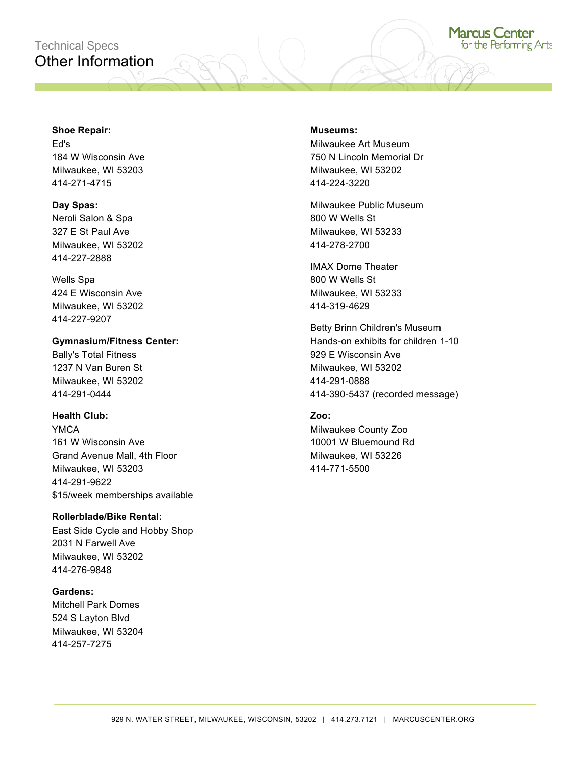Technical Specs

# Other Information

**Shoe Repair:**
Ed's
184 W Wisconsin Ave
Milwaukee, WI 53203
414-271-4715

**Day Spas:**
Neroli Salon & Spa
327 E St Paul Ave
Milwaukee, WI 53202
414-227-2888

Wells Spa
424 E Wisconsin Ave
Milwaukee, WI 53202
414-227-9207

**Gymnasium/Fitness Center:**
Bally's Total Fitness
1237 N Van Buren St
Milwaukee, WI 53202
414-291-0444

**Health Club:**
YMCA
161 W Wisconsin Ave
Grand Avenue Mall, 4th Floor
Milwaukee, WI 53203
414-291-9622
$15/week memberships available

**Rollerblade/Bike Rental:**
East Side Cycle and Hobby Shop
2031 N Farwell Ave
Milwaukee, WI 53202
414-276-9848

**Gardens:**
Mitchell Park Domes
524 S Layton Blvd
Milwaukee, WI 53204
414-257-7275

**Museums:**
Milwaukee Art Museum
750 N Lincoln Memorial Dr
Milwaukee, WI 53202
414-224-3220

Milwaukee Public Museum
800 W Wells St
Milwaukee, WI 53233
414-278-2700

IMAX Dome Theater
800 W Wells St
Milwaukee, WI 53233
414-319-4629

Betty Brinn Children's Museum
Hands-on exhibits for children 1-10
929 E Wisconsin Ave
Milwaukee, WI 53202
414-291-0888
414-390-5437 (recorded message)

**Zoo:**
Milwaukee County Zoo
10001 W Bluemound Rd
Milwaukee, WI 53226
414-771-5500